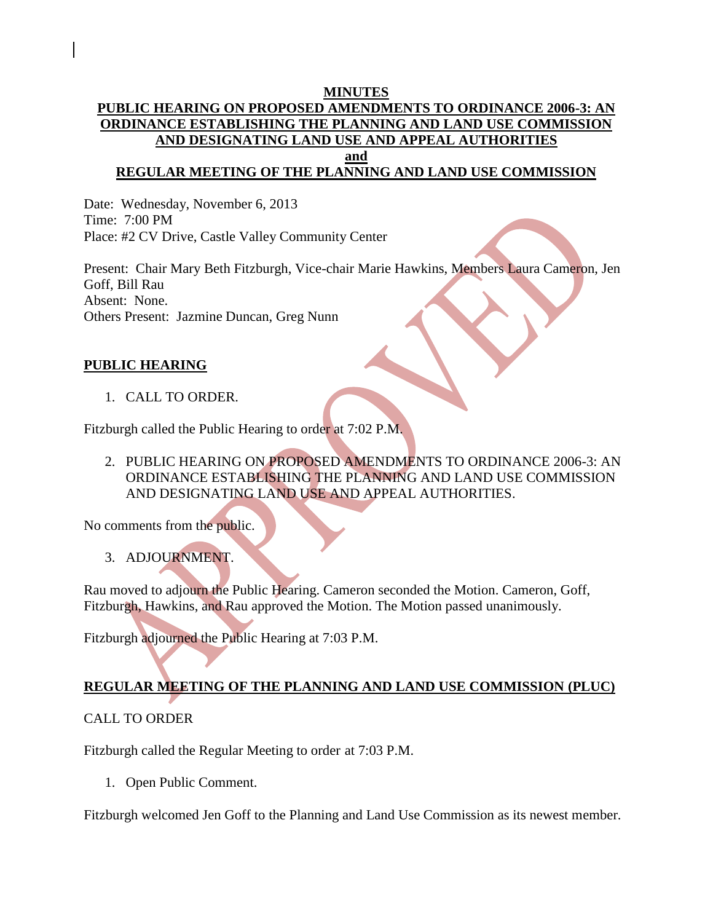# MINUTES
## PUBLIC HEARING ON PROPOSED AMENDMENTS TO ORDINANCE 2006-3: AN ORDINANCE ESTABLISHING THE PLANNING AND LAND USE COMMISSION AND DESIGNATING LAND USE AND APPEAL AUTHORITIES
## and
## REGULAR MEETING OF THE PLANNING AND LAND USE COMMISSION

Date: Wednesday, November 6, 2013
Time: 7:00 PM
Place: #2 CV Drive, Castle Valley Community Center

Present: Chair Mary Beth Fitzburgh, Vice-chair Marie Hawkins, Members Laura Cameron, Jen Goff, Bill Rau
Absent: None.
Others Present: Jazmine Duncan, Greg Nunn

## PUBLIC HEARING

1. CALL TO ORDER.

Fitzburgh called the Public Hearing to order at 7:02 P.M.

2. PUBLIC HEARING ON PROPOSED AMENDMENTS TO ORDINANCE 2006-3: AN ORDINANCE ESTABLISHING THE PLANNING AND LAND USE COMMISSION AND DESIGNATING LAND USE AND APPEAL AUTHORITIES.

No comments from the public.

3. ADJOURNMENT.

Rau moved to adjourn the Public Hearing. Cameron seconded the Motion. Cameron, Goff, Fitzburgh, Hawkins, and Rau approved the Motion. The Motion passed unanimously.

Fitzburgh adjourned the Public Hearing at 7:03 P.M.

## REGULAR MEETING OF THE PLANNING AND LAND USE COMMISSION (PLUC)

CALL TO ORDER

Fitzburgh called the Regular Meeting to order at 7:03 P.M.

1. Open Public Comment.

Fitzburgh welcomed Jen Goff to the Planning and Land Use Commission as its newest member.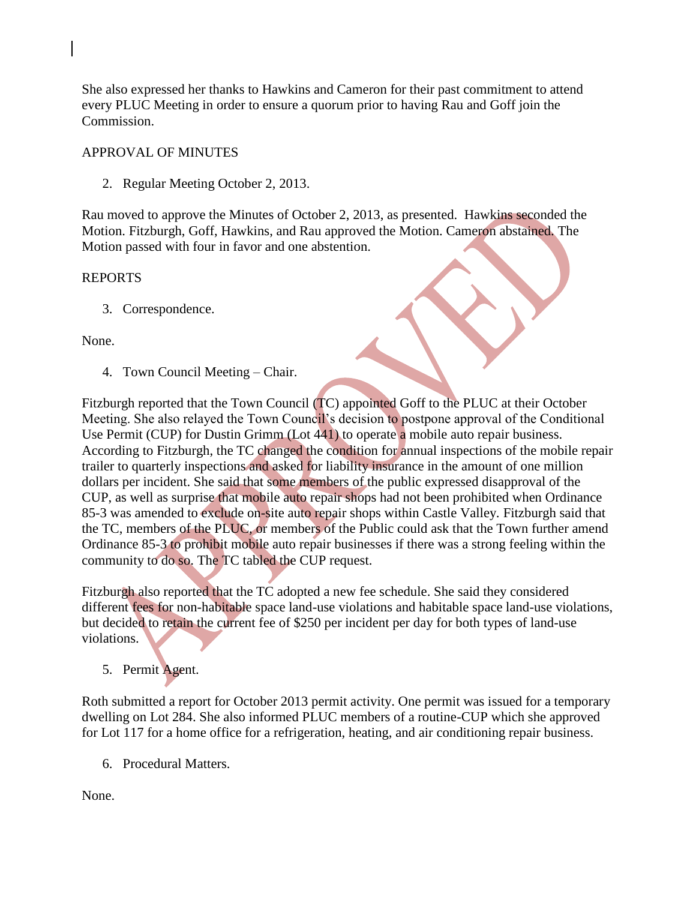She also expressed her thanks to Hawkins and Cameron for their past commitment to attend every PLUC Meeting in order to ensure a quorum prior to having Rau and Goff join the Commission.

APPROVAL OF MINUTES

2. Regular Meeting October 2, 2013.

Rau moved to approve the Minutes of October 2, 2013, as presented. Hawkins seconded the Motion. Fitzburgh, Goff, Hawkins, and Rau approved the Motion. Cameron abstained. The Motion passed with four in favor and one abstention.

REPORTS

3. Correspondence.

None.

4. Town Council Meeting – Chair.

Fitzburgh reported that the Town Council (TC) appointed Goff to the PLUC at their October Meeting. She also relayed the Town Council's decision to postpone approval of the Conditional Use Permit (CUP) for Dustin Grimm (Lot 441) to operate a mobile auto repair business. According to Fitzburgh, the TC changed the condition for annual inspections of the mobile repair trailer to quarterly inspections and asked for liability insurance in the amount of one million dollars per incident. She said that some members of the public expressed disapproval of the CUP, as well as surprise that mobile auto repair shops had not been prohibited when Ordinance 85-3 was amended to exclude on-site auto repair shops within Castle Valley. Fitzburgh said that the TC, members of the PLUC, or members of the Public could ask that the Town further amend Ordinance 85-3 to prohibit mobile auto repair businesses if there was a strong feeling within the community to do so. The TC tabled the CUP request.

Fitzburgh also reported that the TC adopted a new fee schedule. She said they considered different fees for non-habitable space land-use violations and habitable space land-use violations, but decided to retain the current fee of $250 per incident per day for both types of land-use violations.

5. Permit Agent.

Roth submitted a report for October 2013 permit activity. One permit was issued for a temporary dwelling on Lot 284. She also informed PLUC members of a routine-CUP which she approved for Lot 117 for a home office for a refrigeration, heating, and air conditioning repair business.

6. Procedural Matters.

None.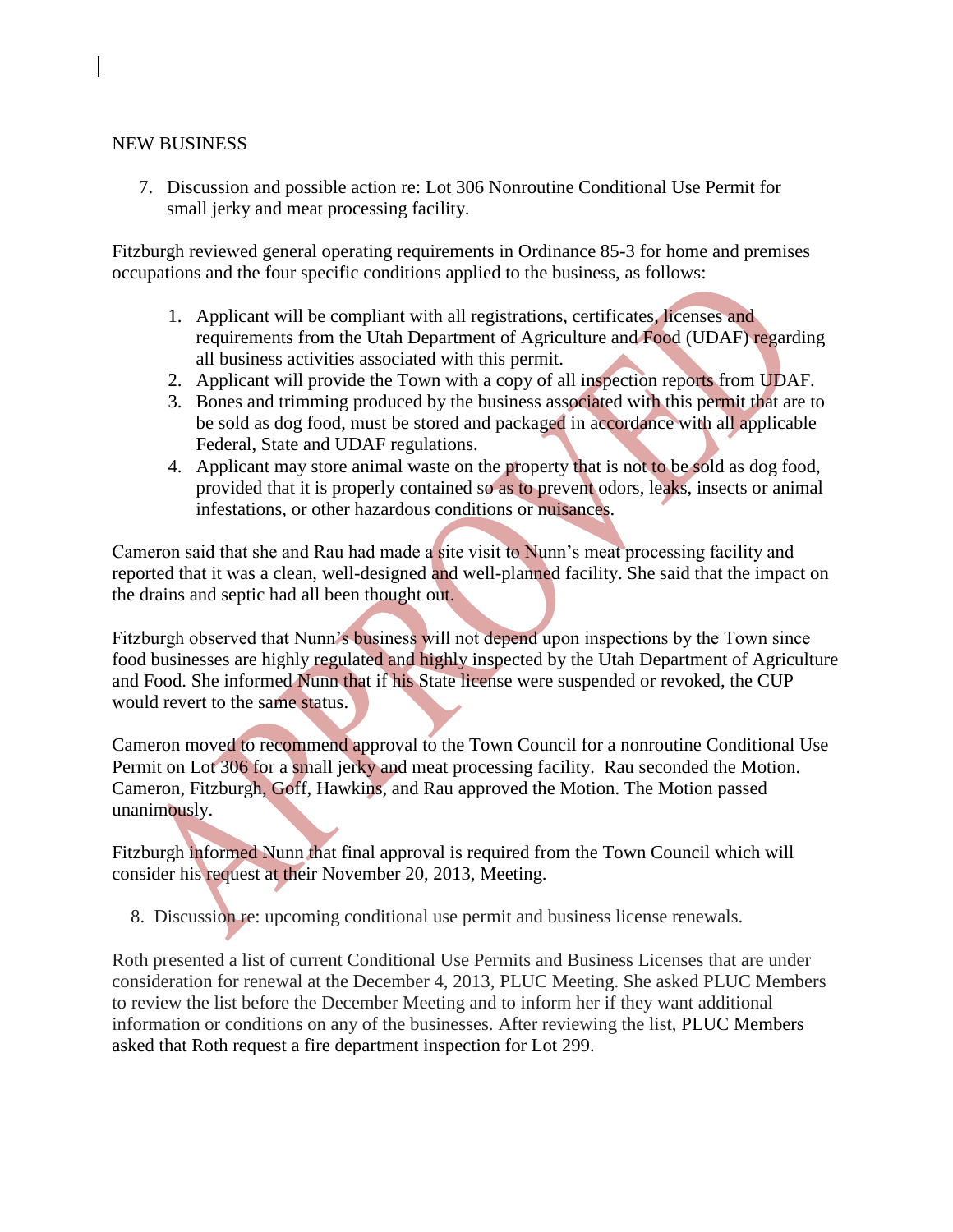NEW BUSINESS

7. Discussion and possible action re: Lot 306 Nonroutine Conditional Use Permit for small jerky and meat processing facility.

Fitzburgh reviewed general operating requirements in Ordinance 85-3 for home and premises occupations and the four specific conditions applied to the business, as follows:

1. Applicant will be compliant with all registrations, certificates, licenses and requirements from the Utah Department of Agriculture and Food (UDAF) regarding all business activities associated with this permit.
2. Applicant will provide the Town with a copy of all inspection reports from UDAF.
3. Bones and trimming produced by the business associated with this permit that are to be sold as dog food, must be stored and packaged in accordance with all applicable Federal, State and UDAF regulations.
4. Applicant may store animal waste on the property that is not to be sold as dog food, provided that it is properly contained so as to prevent odors, leaks, insects or animal infestations, or other hazardous conditions or nuisances.

Cameron said that she and Rau had made a site visit to Nunn's meat processing facility and reported that it was a clean, well-designed and well-planned facility. She said that the impact on the drains and septic had all been thought out.

Fitzburgh observed that Nunn's business will not depend upon inspections by the Town since food businesses are highly regulated and highly inspected by the Utah Department of Agriculture and Food. She informed Nunn that if his State license were suspended or revoked, the CUP would revert to the same status.

Cameron moved to recommend approval to the Town Council for a nonroutine Conditional Use Permit on Lot 306 for a small jerky and meat processing facility. Rau seconded the Motion. Cameron, Fitzburgh, Goff, Hawkins, and Rau approved the Motion. The Motion passed unanimously.

Fitzburgh informed Nunn that final approval is required from the Town Council which will consider his request at their November 20, 2013, Meeting.

8. Discussion re: upcoming conditional use permit and business license renewals.

Roth presented a list of current Conditional Use Permits and Business Licenses that are under consideration for renewal at the December 4, 2013, PLUC Meeting. She asked PLUC Members to review the list before the December Meeting and to inform her if they want additional information or conditions on any of the businesses. After reviewing the list, PLUC Members asked that Roth request a fire department inspection for Lot 299.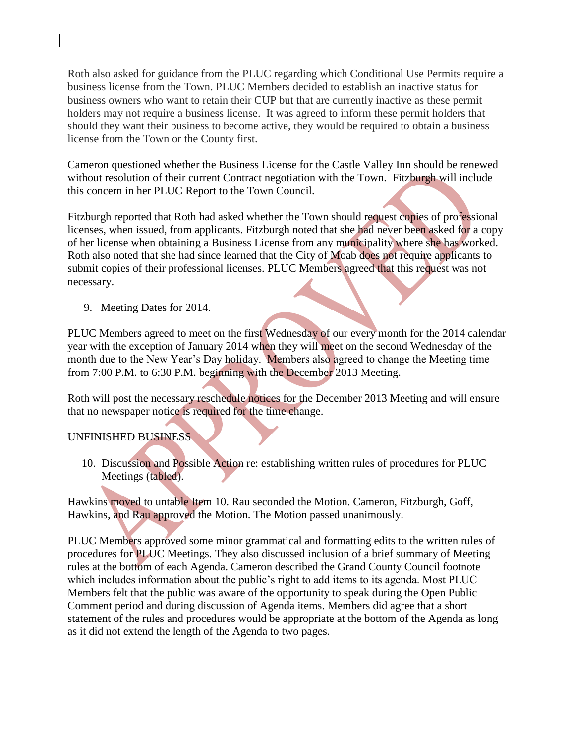Roth also asked for guidance from the PLUC regarding which Conditional Use Permits require a business license from the Town. PLUC Members decided to establish an inactive status for business owners who want to retain their CUP but that are currently inactive as these permit holders may not require a business license. It was agreed to inform these permit holders that should they want their business to become active, they would be required to obtain a business license from the Town or the County first.

Cameron questioned whether the Business License for the Castle Valley Inn should be renewed without resolution of their current Contract negotiation with the Town. Fitzburgh will include this concern in her PLUC Report to the Town Council.

Fitzburgh reported that Roth had asked whether the Town should request copies of professional licenses, when issued, from applicants. Fitzburgh noted that she had never been asked for a copy of her license when obtaining a Business License from any municipality where she has worked. Roth also noted that she had since learned that the City of Moab does not require applicants to submit copies of their professional licenses. PLUC Members agreed that this request was not necessary.

9. Meeting Dates for 2014.

PLUC Members agreed to meet on the first Wednesday of our every month for the 2014 calendar year with the exception of January 2014 when they will meet on the second Wednesday of the month due to the New Year's Day holiday. Members also agreed to change the Meeting time from 7:00 P.M. to 6:30 P.M. beginning with the December 2013 Meeting.

Roth will post the necessary reschedule notices for the December 2013 Meeting and will ensure that no newspaper notice is required for the time change.

UNFINISHED BUSINESS

10. Discussion and Possible Action re: establishing written rules of procedures for PLUC Meetings (tabled).

Hawkins moved to untable Item 10. Rau seconded the Motion. Cameron, Fitzburgh, Goff, Hawkins, and Rau approved the Motion. The Motion passed unanimously.

PLUC Members approved some minor grammatical and formatting edits to the written rules of procedures for PLUC Meetings. They also discussed inclusion of a brief summary of Meeting rules at the bottom of each Agenda. Cameron described the Grand County Council footnote which includes information about the public's right to add items to its agenda. Most PLUC Members felt that the public was aware of the opportunity to speak during the Open Public Comment period and during discussion of Agenda items. Members did agree that a short statement of the rules and procedures would be appropriate at the bottom of the Agenda as long as it did not extend the length of the Agenda to two pages.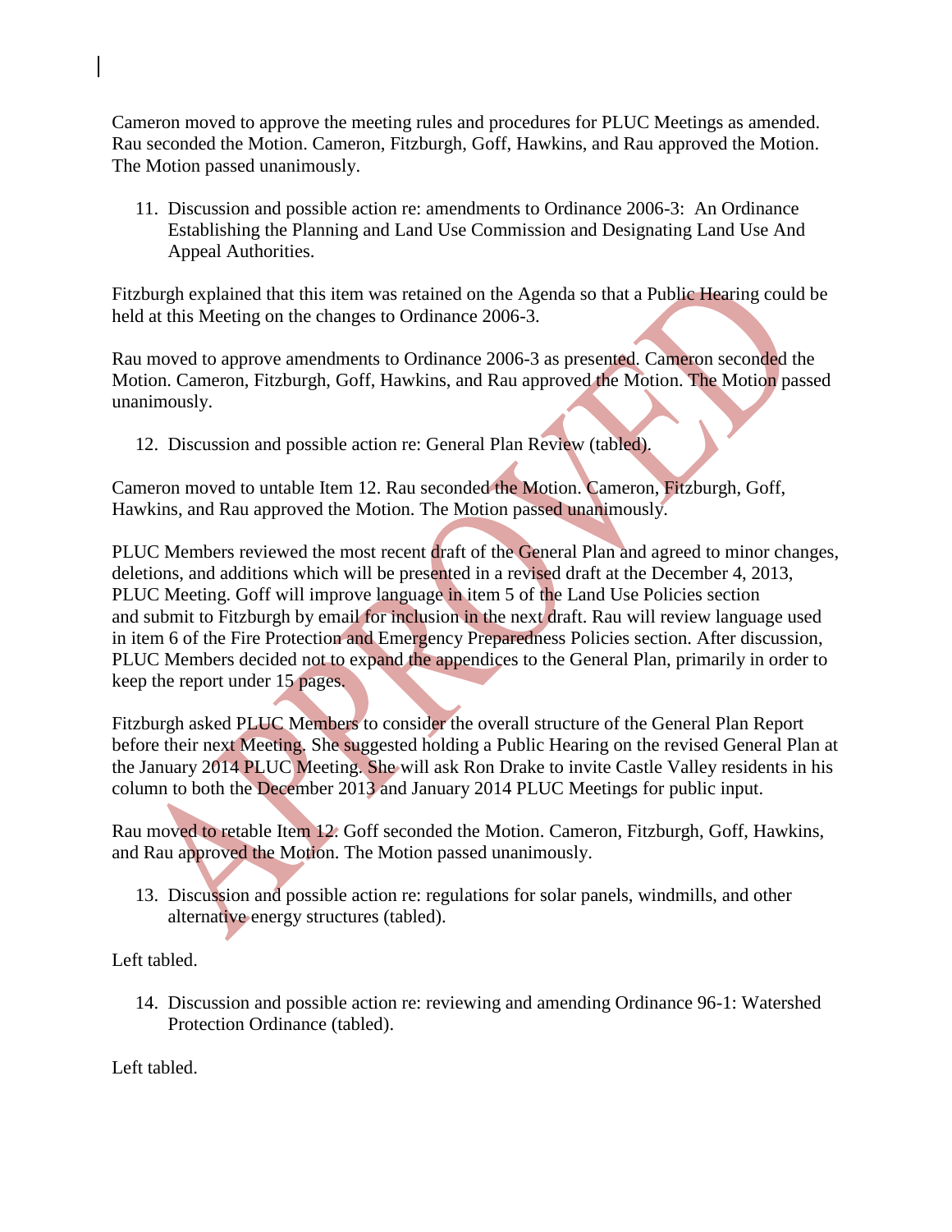Cameron moved to approve the meeting rules and procedures for PLUC Meetings as amended. Rau seconded the Motion. Cameron, Fitzburgh, Goff, Hawkins, and Rau approved the Motion. The Motion passed unanimously.

11. Discussion and possible action re: amendments to Ordinance 2006-3: An Ordinance Establishing the Planning and Land Use Commission and Designating Land Use And Appeal Authorities.

Fitzburgh explained that this item was retained on the Agenda so that a Public Hearing could be held at this Meeting on the changes to Ordinance 2006-3.

Rau moved to approve amendments to Ordinance 2006-3 as presented. Cameron seconded the Motion. Cameron, Fitzburgh, Goff, Hawkins, and Rau approved the Motion. The Motion passed unanimously.

12. Discussion and possible action re: General Plan Review (tabled).

Cameron moved to untable Item 12. Rau seconded the Motion. Cameron, Fitzburgh, Goff, Hawkins, and Rau approved the Motion. The Motion passed unanimously.

PLUC Members reviewed the most recent draft of the General Plan and agreed to minor changes, deletions, and additions which will be presented in a revised draft at the December 4, 2013, PLUC Meeting. Goff will improve language in item 5 of the Land Use Policies section and submit to Fitzburgh by email for inclusion in the next draft. Rau will review language used in item 6 of the Fire Protection and Emergency Preparedness Policies section. After discussion, PLUC Members decided not to expand the appendices to the General Plan, primarily in order to keep the report under 15 pages.

Fitzburgh asked PLUC Members to consider the overall structure of the General Plan Report before their next Meeting. She suggested holding a Public Hearing on the revised General Plan at the January 2014 PLUC Meeting. She will ask Ron Drake to invite Castle Valley residents in his column to both the December 2013 and January 2014 PLUC Meetings for public input.

Rau moved to retable Item 12. Goff seconded the Motion. Cameron, Fitzburgh, Goff, Hawkins, and Rau approved the Motion. The Motion passed unanimously.

13. Discussion and possible action re: regulations for solar panels, windmills, and other alternative energy structures (tabled).

Left tabled.

14. Discussion and possible action re: reviewing and amending Ordinance 96-1: Watershed Protection Ordinance (tabled).

Left tabled.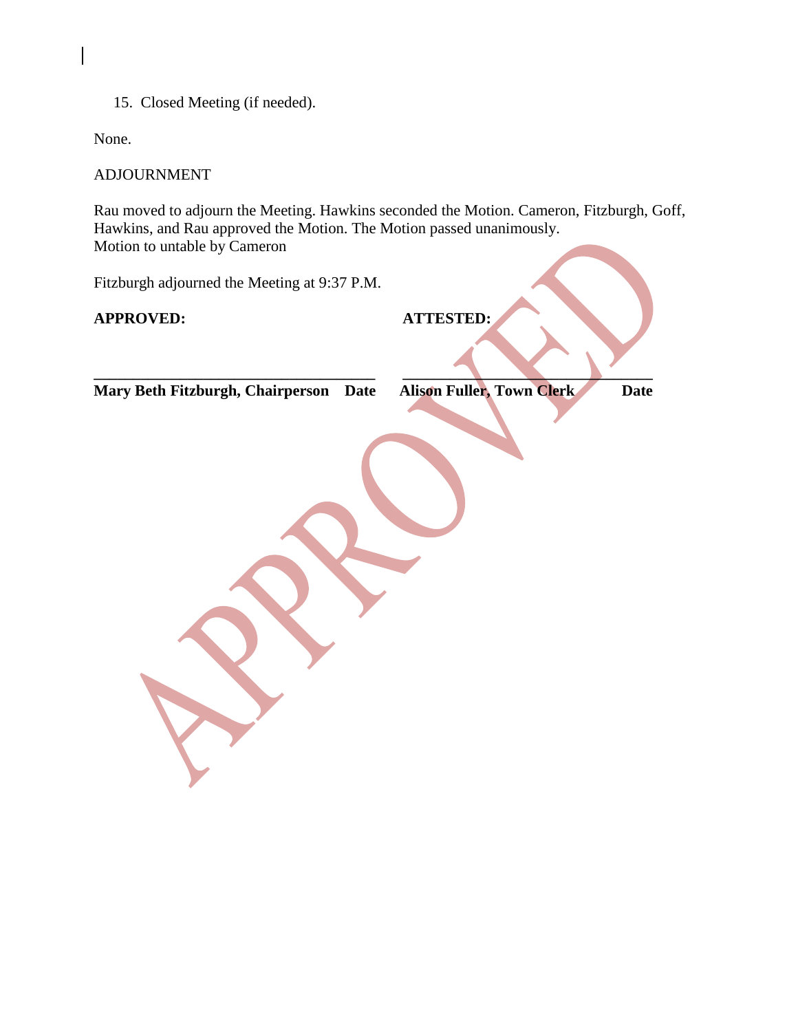15. Closed Meeting (if needed).

None.

ADJOURNMENT

Rau moved to adjourn the Meeting. Hawkins seconded the Motion. Cameron, Fitzburgh, Goff, Hawkins, and Rau approved the Motion. The Motion passed unanimously.
Motion to untable by Cameron

Fitzburgh adjourned the Meeting at 9:37 P.M.

**APPROVED:** **ATTESTED:**

\_\_\_\_\_\_\_\_\_\_\_\_\_\_\_\_\_\_\_\_\_\_\_\_\_\_\_\_\_\_\_\_\_\_\_\_ \_\_\_\_\_\_\_\_\_\_\_\_\_\_\_\_\_\_\_\_\_\_\_\_\_\_\_\_\_\_\_\_\_\_\_\_

**Mary Beth Fitzburgh, Chairperson Date** **Alison Fuller, Town Clerk Date**

APPROVED